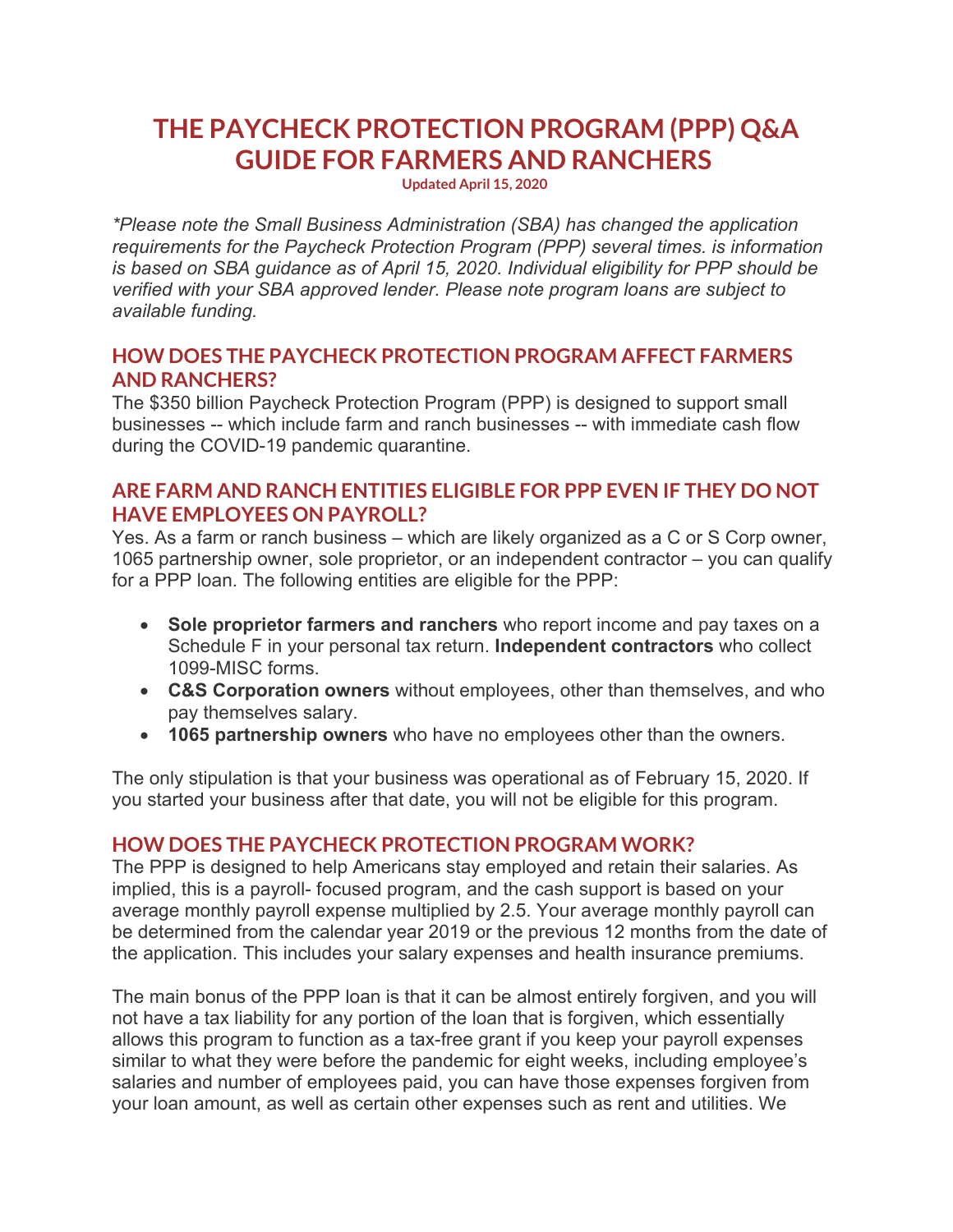# THE PAYCHECK PROTECTION PROGRAM (PPP) Q&A GUIDE FOR FARMERS AND RANCHERS

**Updated April 15, 2020**

*\*Please note the Small Business Administration (SBA) has changed the application requirements for the Paycheck Protection Program (PPP) several times. is information is based on SBA guidance as of April 15, 2020. Individual eligibility for PPP should be verified with your SBA approved lender. Please note program loans are subject to available funding.*

## HOW DOES THE PAYCHECK PROTECTION PROGRAM AFFECT FARMERS AND RANCHERS?

The $350 billion Paycheck Protection Program (PPP) is designed to support small businesses -- which include farm and ranch businesses -- with immediate cash flow during the COVID-19 pandemic quarantine.

## ARE FARM AND RANCH ENTITIES ELIGIBLE FOR PPP EVEN IF THEY DO NOT HAVE EMPLOYEES ON PAYROLL?

Yes. As a farm or ranch business – which are likely organized as a C or S Corp owner, 1065 partnership owner, sole proprietor, or an independent contractor – you can qualify for a PPP loan. The following entities are eligible for the PPP:

- **Sole proprietor farmers and ranchers** who report income and pay taxes on a Schedule F in your personal tax return. **Independent contractors** who collect 1099-MISC forms.
- **C&S Corporation owners** without employees, other than themselves, and who pay themselves salary.
- **1065 partnership owners** who have no employees other than the owners.

The only stipulation is that your business was operational as of February 15, 2020. If you started your business after that date, you will not be eligible for this program.

## HOW DOES THE PAYCHECK PROTECTION PROGRAM WORK?

The PPP is designed to help Americans stay employed and retain their salaries. As implied, this is a payroll- focused program, and the cash support is based on your average monthly payroll expense multiplied by 2.5. Your average monthly payroll can be determined from the calendar year 2019 or the previous 12 months from the date of the application. This includes your salary expenses and health insurance premiums.

The main bonus of the PPP loan is that it can be almost entirely forgiven, and you will not have a tax liability for any portion of the loan that is forgiven, which essentially allows this program to function as a tax-free grant if you keep your payroll expenses similar to what they were before the pandemic for eight weeks, including employee's salaries and number of employees paid, you can have those expenses forgiven from your loan amount, as well as certain other expenses such as rent and utilities. We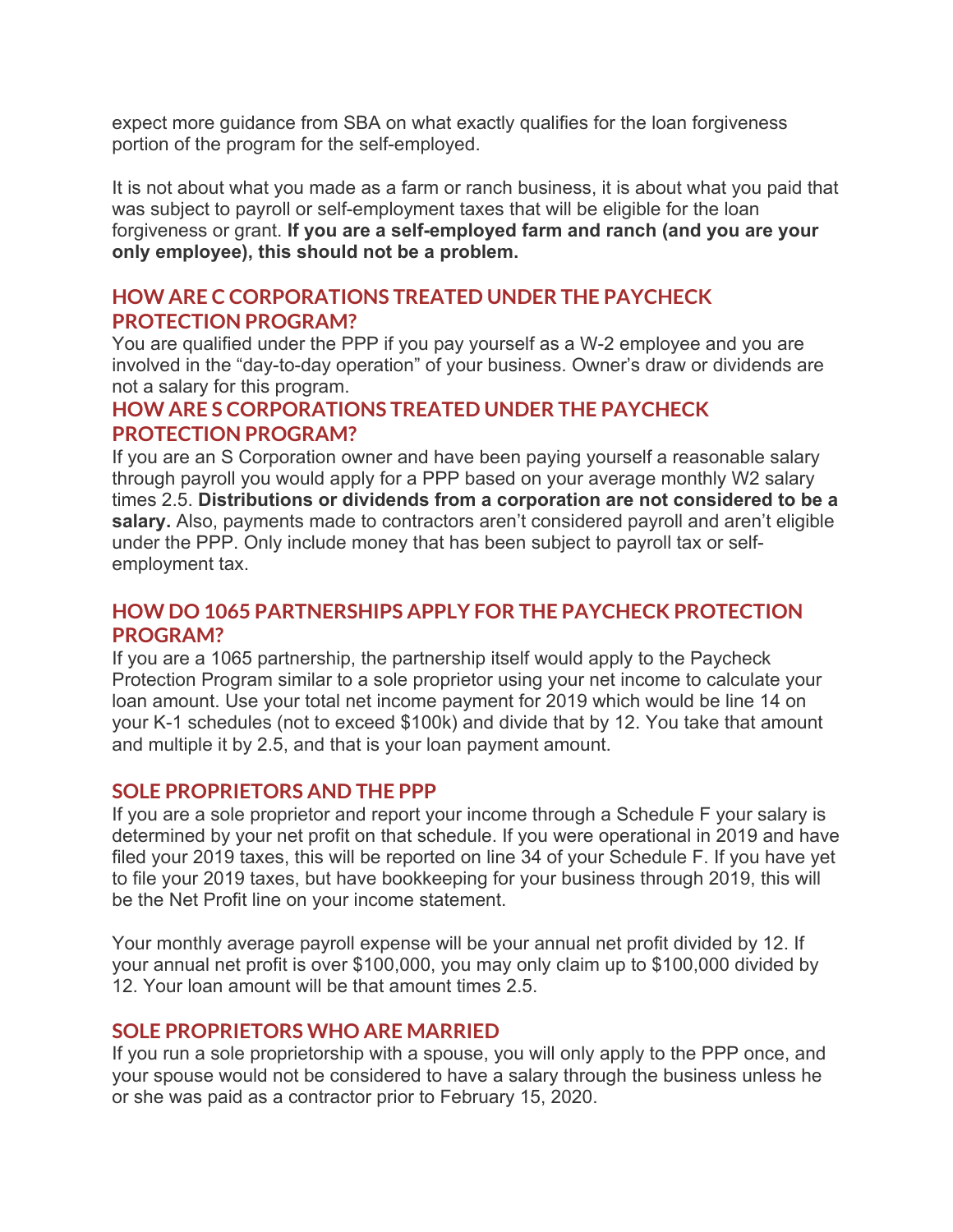expect more guidance from SBA on what exactly qualifies for the loan forgiveness portion of the program for the self-employed.

It is not about what you made as a farm or ranch business, it is about what you paid that was subject to payroll or self-employment taxes that will be eligible for the loan forgiveness or grant. **If you are a self-employed farm and ranch (and you are your only employee), this should not be a problem.**

## HOW ARE C CORPORATIONS TREATED UNDER THE PAYCHECK PROTECTION PROGRAM?

You are qualified under the PPP if you pay yourself as a W-2 employee and you are involved in the "day-to-day operation" of your business. Owner's draw or dividends are not a salary for this program.

## HOW ARE S CORPORATIONS TREATED UNDER THE PAYCHECK PROTECTION PROGRAM?

If you are an S Corporation owner and have been paying yourself a reasonable salary through payroll you would apply for a PPP based on your average monthly W2 salary times 2.5. **Distributions or dividends from a corporation are not considered to be a salary.** Also, payments made to contractors aren't considered payroll and aren't eligible under the PPP. Only include money that has been subject to payroll tax or self-employment tax.

## HOW DO 1065 PARTNERSHIPS APPLY FOR THE PAYCHECK PROTECTION PROGRAM?

If you are a 1065 partnership, the partnership itself would apply to the Paycheck Protection Program similar to a sole proprietor using your net income to calculate your loan amount. Use your total net income payment for 2019 which would be line 14 on your K-1 schedules (not to exceed $100k) and divide that by 12. You take that amount and multiple it by 2.5, and that is your loan payment amount.

## SOLE PROPRIETORS AND THE PPP

If you are a sole proprietor and report your income through a Schedule F your salary is determined by your net profit on that schedule. If you were operational in 2019 and have filed your 2019 taxes, this will be reported on line 34 of your Schedule F. If you have yet to file your 2019 taxes, but have bookkeeping for your business through 2019, this will be the Net Profit line on your income statement.

Your monthly average payroll expense will be your annual net profit divided by 12. If your annual net profit is over $100,000, you may only claim up to $100,000 divided by 12. Your loan amount will be that amount times 2.5.

## SOLE PROPRIETORS WHO ARE MARRIED

If you run a sole proprietorship with a spouse, you will only apply to the PPP once, and your spouse would not be considered to have a salary through the business unless he or she was paid as a contractor prior to February 15, 2020.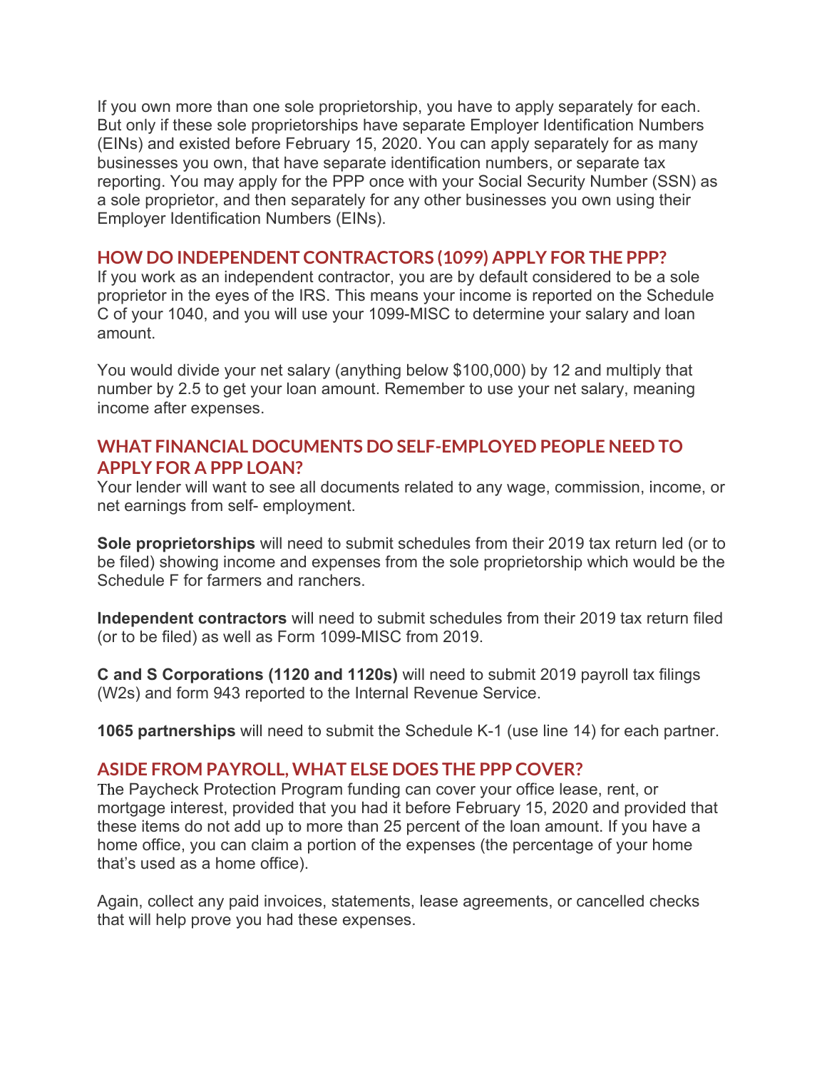If you own more than one sole proprietorship, you have to apply separately for each. But only if these sole proprietorships have separate Employer Identification Numbers (EINs) and existed before February 15, 2020. You can apply separately for as many businesses you own, that have separate identification numbers, or separate tax reporting. You may apply for the PPP once with your Social Security Number (SSN) as a sole proprietor, and then separately for any other businesses you own using their Employer Identification Numbers (EINs).

## HOW DO INDEPENDENT CONTRACTORS (1099) APPLY FOR THE PPP?

If you work as an independent contractor, you are by default considered to be a sole proprietor in the eyes of the IRS. This means your income is reported on the Schedule C of your 1040, and you will use your 1099-MISC to determine your salary and loan amount.

You would divide your net salary (anything below $100,000) by 12 and multiply that number by 2.5 to get your loan amount. Remember to use your net salary, meaning income after expenses.

## WHAT FINANCIAL DOCUMENTS DO SELF-EMPLOYED PEOPLE NEED TO APPLY FOR A PPP LOAN?

Your lender will want to see all documents related to any wage, commission, income, or net earnings from self- employment.

**Sole proprietorships** will need to submit schedules from their 2019 tax return led (or to be filed) showing income and expenses from the sole proprietorship which would be the Schedule F for farmers and ranchers.

**Independent contractors** will need to submit schedules from their 2019 tax return filed (or to be filed) as well as Form 1099-MISC from 2019.

**C and S Corporations (1120 and 1120s)** will need to submit 2019 payroll tax filings (W2s) and form 943 reported to the Internal Revenue Service.

**1065 partnerships** will need to submit the Schedule K-1 (use line 14) for each partner.

## ASIDE FROM PAYROLL, WHAT ELSE DOES THE PPP COVER?

The Paycheck Protection Program funding can cover your office lease, rent, or mortgage interest, provided that you had it before February 15, 2020 and provided that these items do not add up to more than 25 percent of the loan amount. If you have a home office, you can claim a portion of the expenses (the percentage of your home that's used as a home office).

Again, collect any paid invoices, statements, lease agreements, or cancelled checks that will help prove you had these expenses.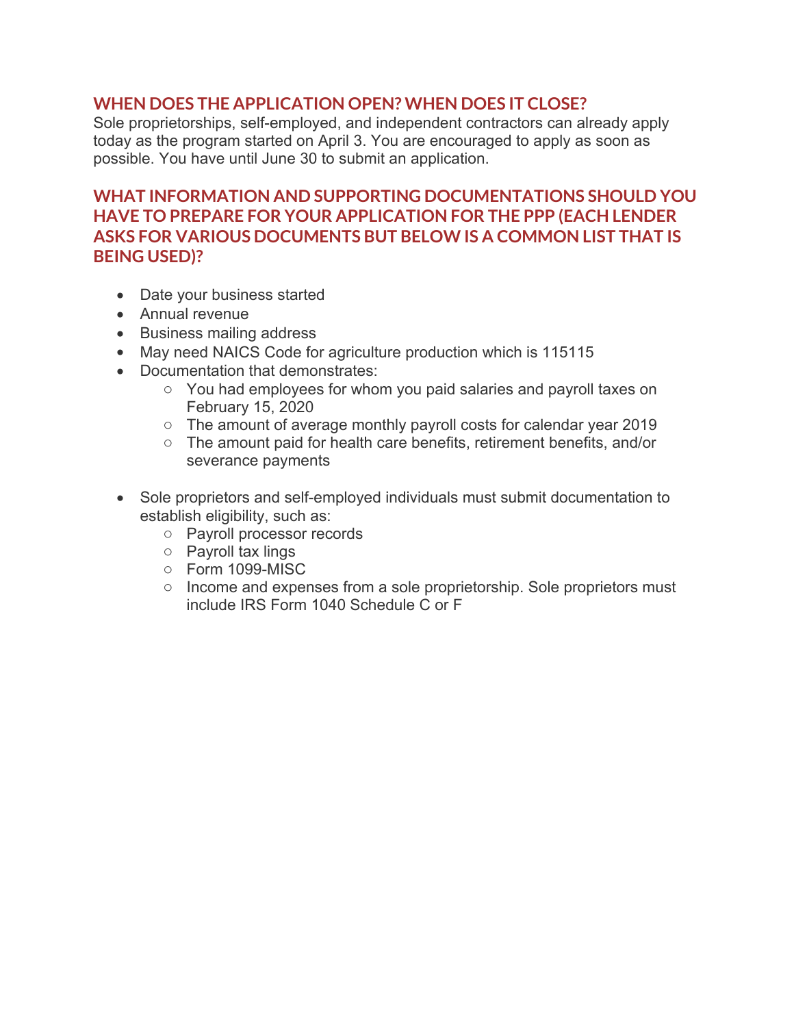## WHEN DOES THE APPLICATION OPEN? WHEN DOES IT CLOSE?

Sole proprietorships, self-employed, and independent contractors can already apply today as the program started on April 3. You are encouraged to apply as soon as possible. You have until June 30 to submit an application.

## WHAT INFORMATION AND SUPPORTING DOCUMENTATIONS SHOULD YOU HAVE TO PREPARE FOR YOUR APPLICATION FOR THE PPP (EACH LENDER ASKS FOR VARIOUS DOCUMENTS BUT BELOW IS A COMMON LIST THAT IS BEING USED)?

- Date your business started
- Annual revenue
- Business mailing address
- May need NAICS Code for agriculture production which is 115115
- Documentation that demonstrates:
  - You had employees for whom you paid salaries and payroll taxes on February 15, 2020
  - The amount of average monthly payroll costs for calendar year 2019
  - The amount paid for health care benefits, retirement benefits, and/or severance payments

- Sole proprietors and self-employed individuals must submit documentation to establish eligibility, such as:
  - Payroll processor records
  - Payroll tax lings
  - Form 1099-MISC
  - Income and expenses from a sole proprietorship. Sole proprietors must include IRS Form 1040 Schedule C or F